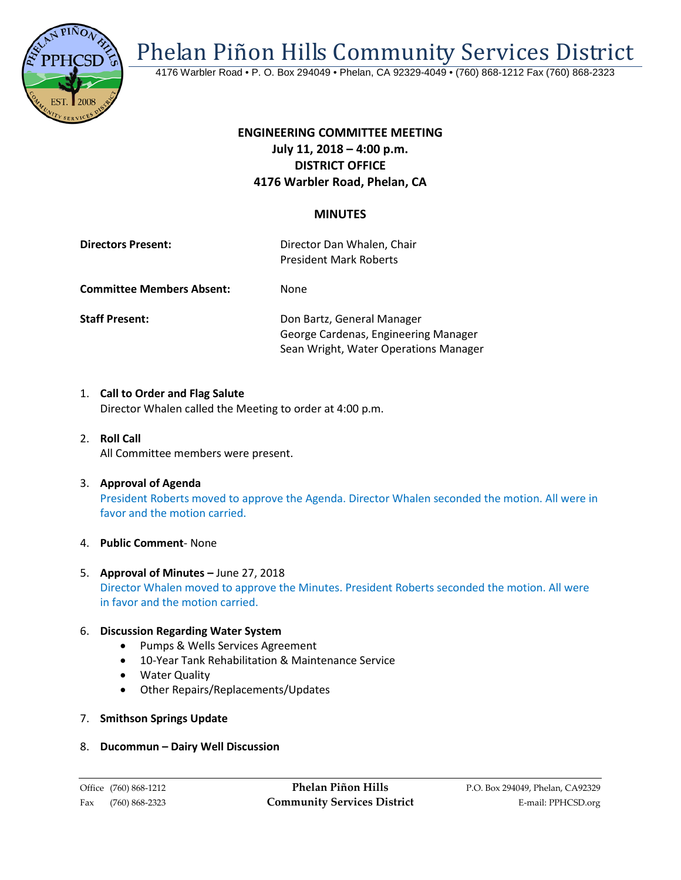# Phelan Piñon Hills Community Services District

4176 Warbler Road • P. O. Box 294049 • Phelan, CA 92329-4049 • (760) 868-1212 Fax (760) 868-2323

**ENGINEERING COMMITTEE MEETING**
**July 11, 2018 – 4:00 p.m.**
**DISTRICT OFFICE**
**4176 Warbler Road, Phelan, CA**

## MINUTES

**Directors Present:** Director Dan Whalen, Chair
President Mark Roberts

**Committee Members Absent:** None

**Staff Present:** Don Bartz, General Manager
George Cardenas, Engineering Manager
Sean Wright, Water Operations Manager

1. **Call to Order and Flag Salute**
   Director Whalen called the Meeting to order at 4:00 p.m.

2. **Roll Call**
   All Committee members were present.

3. **Approval of Agenda**
   President Roberts moved to approve the Agenda. Director Whalen seconded the motion. All were in favor and the motion carried.

4. **Public Comment**- None

5. **Approval of Minutes –** June 27, 2018
   Director Whalen moved to approve the Minutes. President Roberts seconded the motion. All were in favor and the motion carried.

6. **Discussion Regarding Water System**
   - Pumps & Wells Services Agreement
   - 10-Year Tank Rehabilitation & Maintenance Service
   - Water Quality
   - Other Repairs/Replacements/Updates

7. **Smithson Springs Update**

8. **Ducommun – Dairy Well Discussion**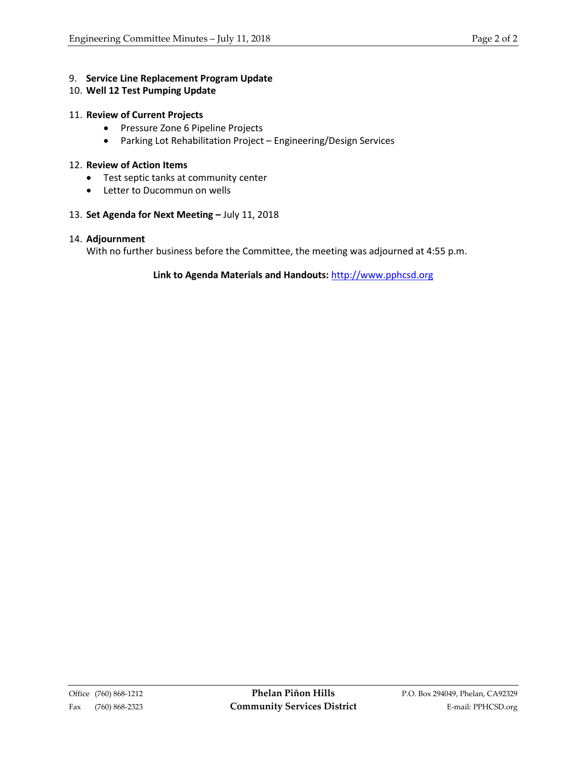9. **Service Line Replacement Program Update**
10. **Well 12 Test Pumping Update**

11. **Review of Current Projects**
    - Pressure Zone 6 Pipeline Projects
    - Parking Lot Rehabilitation Project – Engineering/Design Services

12. **Review of Action Items**
    - Test septic tanks at community center
    - Letter to Ducommun on wells

13. **Set Agenda for Next Meeting –** July 11, 2018

14. **Adjournment**
    With no further business before the Committee, the meeting was adjourned at 4:55 p.m.

**Link to Agenda Materials and Handouts:** http://www.pphcsd.org